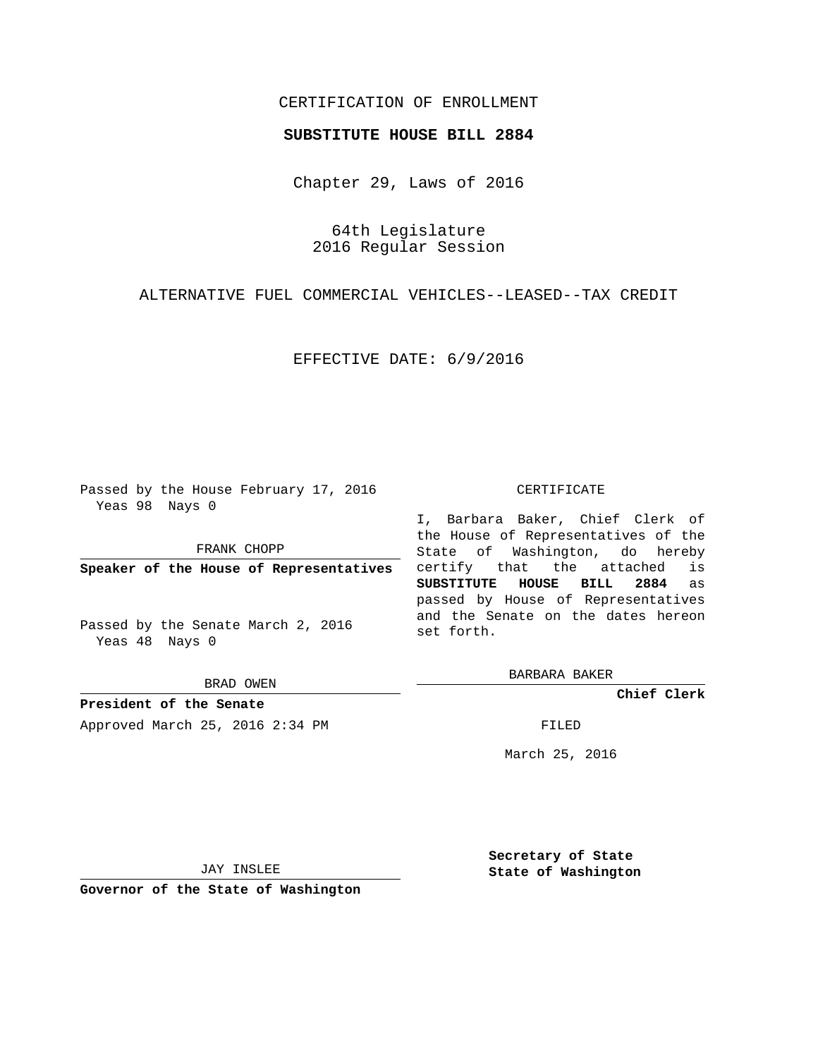CERTIFICATION OF ENROLLMENT

**SUBSTITUTE HOUSE BILL 2884**

Chapter 29, Laws of 2016

64th Legislature
2016 Regular Session

ALTERNATIVE FUEL COMMERCIAL VEHICLES--LEASED--TAX CREDIT

EFFECTIVE DATE: 6/9/2016

Passed by the House February 17, 2016
Yeas 98 Nays 0

FRANK CHOPP

**Speaker of the House of Representatives**

Passed by the Senate March 2, 2016
Yeas 48 Nays 0

BRAD OWEN

**President of the Senate**

Approved March 25, 2016 2:34 PM

JAY INSLEE

**Governor of the State of Washington**

CERTIFICATE

I, Barbara Baker, Chief Clerk of the House of Representatives of the State of Washington, do hereby certify that the attached is **SUBSTITUTE HOUSE BILL 2884** as passed by House of Representatives and the Senate on the dates hereon set forth.

BARBARA BAKER

**Chief Clerk**

FILED

March 25, 2016

**Secretary of State**
**State of Washington**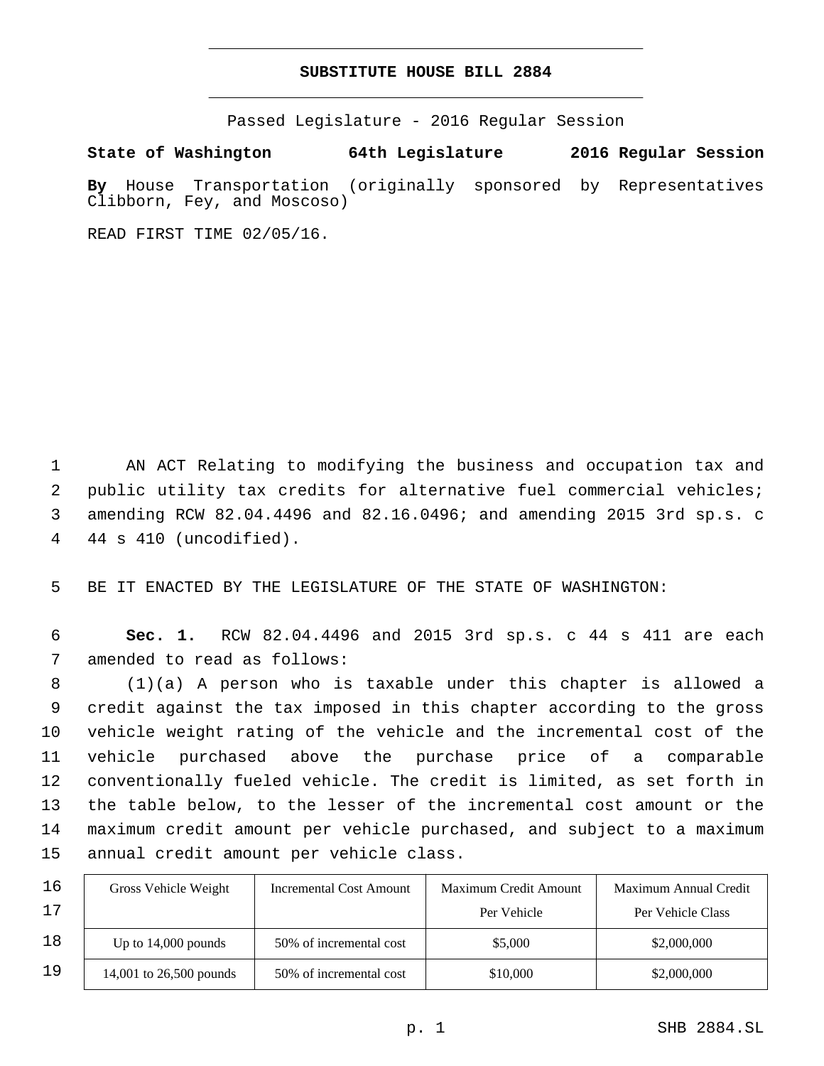# SUBSTITUTE HOUSE BILL 2884

Passed Legislature - 2016 Regular Session

**State of Washington 64th Legislature 2016 Regular Session**

**By** House Transportation (originally sponsored by Representatives Clibborn, Fey, and Moscoso)

READ FIRST TIME 02/05/16.

AN ACT Relating to modifying the business and occupation tax and public utility tax credits for alternative fuel commercial vehicles; amending RCW 82.04.4496 and 82.16.0496; and amending 2015 3rd sp.s. c 44 s 410 (uncodified).

BE IT ENACTED BY THE LEGISLATURE OF THE STATE OF WASHINGTON:

**Sec. 1.** RCW 82.04.4496 and 2015 3rd sp.s. c 44 s 411 are each amended to read as follows:

(1)(a) A person who is taxable under this chapter is allowed a credit against the tax imposed in this chapter according to the gross vehicle weight rating of the vehicle and the incremental cost of the vehicle purchased above the purchase price of a comparable conventionally fueled vehicle. The credit is limited, as set forth in the table below, to the lesser of the incremental cost amount or the maximum credit amount per vehicle purchased, and subject to a maximum annual credit amount per vehicle class.

| Gross Vehicle Weight | Incremental Cost Amount | Maximum Credit Amount Per Vehicle | Maximum Annual Credit Per Vehicle Class |
|---|---|---|---|
| Up to 14,000 pounds | 50% of incremental cost | $5,000 | $2,000,000 |
| 14,001 to 26,500 pounds | 50% of incremental cost | $10,000 | $2,000,000 |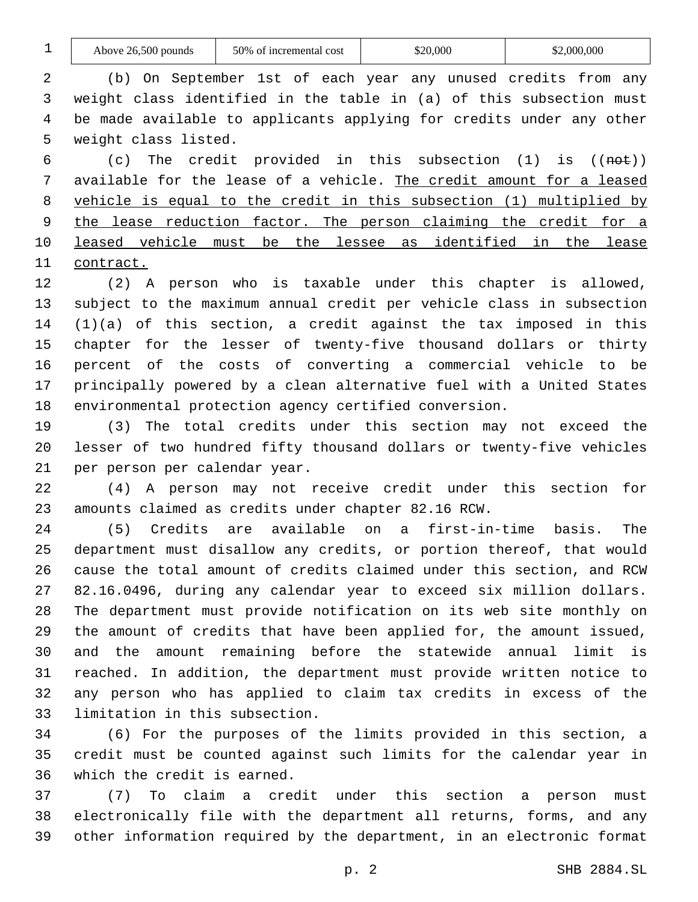| Above 26,500 pounds | 50% of incremental cost | $20,000 | $2,000,000 |
|---|---|---|---|

(b) On September 1st of each year any unused credits from any weight class identified in the table in (a) of this subsection must be made available to applicants applying for credits under any other weight class listed.

(c) The credit provided in this subsection (1) is ((~~not~~)) available for the lease of a vehicle. The credit amount for a leased vehicle is equal to the credit in this subsection (1) multiplied by the lease reduction factor. The person claiming the credit for a leased vehicle must be the lessee as identified in the lease contract.

(2) A person who is taxable under this chapter is allowed, subject to the maximum annual credit per vehicle class in subsection (1)(a) of this section, a credit against the tax imposed in this chapter for the lesser of twenty-five thousand dollars or thirty percent of the costs of converting a commercial vehicle to be principally powered by a clean alternative fuel with a United States environmental protection agency certified conversion.

(3) The total credits under this section may not exceed the lesser of two hundred fifty thousand dollars or twenty-five vehicles per person per calendar year.

(4) A person may not receive credit under this section for amounts claimed as credits under chapter 82.16 RCW.

(5) Credits are available on a first-in-time basis. The department must disallow any credits, or portion thereof, that would cause the total amount of credits claimed under this section, and RCW 82.16.0496, during any calendar year to exceed six million dollars. The department must provide notification on its web site monthly on the amount of credits that have been applied for, the amount issued, and the amount remaining before the statewide annual limit is reached. In addition, the department must provide written notice to any person who has applied to claim tax credits in excess of the limitation in this subsection.

(6) For the purposes of the limits provided in this section, a credit must be counted against such limits for the calendar year in which the credit is earned.

(7) To claim a credit under this section a person must electronically file with the department all returns, forms, and any other information required by the department, in an electronic format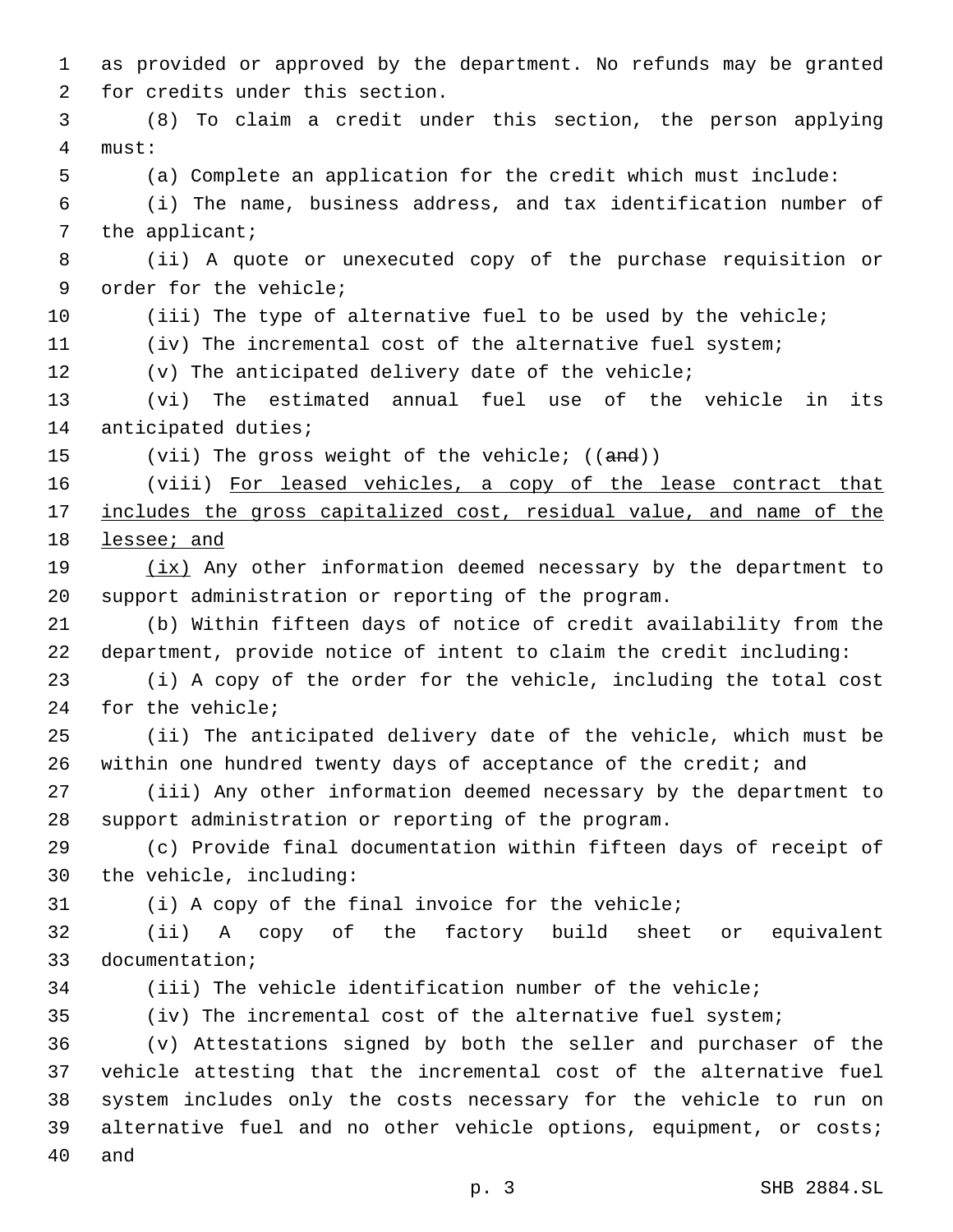as provided or approved by the department. No refunds may be granted for credits under this section.

(8) To claim a credit under this section, the person applying must:

(a) Complete an application for the credit which must include:

(i) The name, business address, and tax identification number of the applicant;

(ii) A quote or unexecuted copy of the purchase requisition or order for the vehicle;

(iii) The type of alternative fuel to be used by the vehicle;

(iv) The incremental cost of the alternative fuel system;

(v) The anticipated delivery date of the vehicle;

(vi) The estimated annual fuel use of the vehicle in its anticipated duties;

(vii) The gross weight of the vehicle; ((~~and~~))

(viii) <u>For leased vehicles, a copy of the lease contract that includes the gross capitalized cost, residual value, and name of the lessee; and</u>

<u>(ix)</u> Any other information deemed necessary by the department to support administration or reporting of the program.

(b) Within fifteen days of notice of credit availability from the department, provide notice of intent to claim the credit including:

(i) A copy of the order for the vehicle, including the total cost for the vehicle;

(ii) The anticipated delivery date of the vehicle, which must be within one hundred twenty days of acceptance of the credit; and

(iii) Any other information deemed necessary by the department to support administration or reporting of the program.

(c) Provide final documentation within fifteen days of receipt of the vehicle, including:

(i) A copy of the final invoice for the vehicle;

(ii) A copy of the factory build sheet or equivalent documentation;

(iii) The vehicle identification number of the vehicle;

(iv) The incremental cost of the alternative fuel system;

(v) Attestations signed by both the seller and purchaser of the vehicle attesting that the incremental cost of the alternative fuel system includes only the costs necessary for the vehicle to run on alternative fuel and no other vehicle options, equipment, or costs; and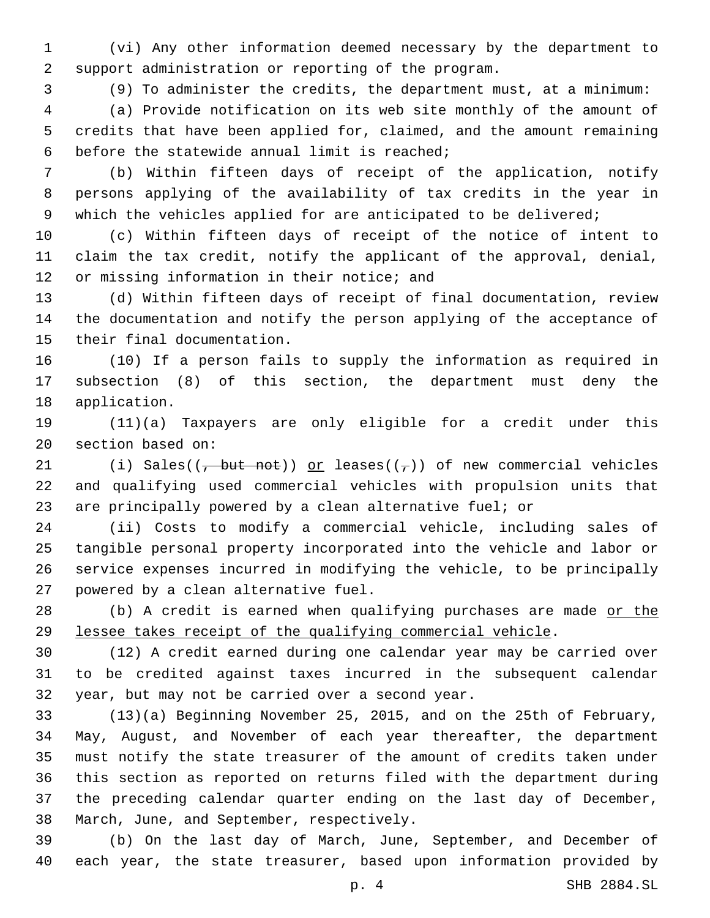(vi) Any other information deemed necessary by the department to support administration or reporting of the program.

(9) To administer the credits, the department must, at a minimum:

(a) Provide notification on its web site monthly of the amount of credits that have been applied for, claimed, and the amount remaining before the statewide annual limit is reached;

(b) Within fifteen days of receipt of the application, notify persons applying of the availability of tax credits in the year in which the vehicles applied for are anticipated to be delivered;

(c) Within fifteen days of receipt of the notice of intent to claim the tax credit, notify the applicant of the approval, denial, or missing information in their notice; and

(d) Within fifteen days of receipt of final documentation, review the documentation and notify the person applying of the acceptance of their final documentation.

(10) If a person fails to supply the information as required in subsection (8) of this section, the department must deny the application.

(11)(a) Taxpayers are only eligible for a credit under this section based on:

(i) Sales((~~, but not~~)) <u>or</u> leases((~~,~~)) of new commercial vehicles and qualifying used commercial vehicles with propulsion units that are principally powered by a clean alternative fuel; or

(ii) Costs to modify a commercial vehicle, including sales of tangible personal property incorporated into the vehicle and labor or service expenses incurred in modifying the vehicle, to be principally powered by a clean alternative fuel.

(b) A credit is earned when qualifying purchases are made <u>or the lessee takes receipt of the qualifying commercial vehicle</u>.

(12) A credit earned during one calendar year may be carried over to be credited against taxes incurred in the subsequent calendar year, but may not be carried over a second year.

(13)(a) Beginning November 25, 2015, and on the 25th of February, May, August, and November of each year thereafter, the department must notify the state treasurer of the amount of credits taken under this section as reported on returns filed with the department during the preceding calendar quarter ending on the last day of December, March, June, and September, respectively.

(b) On the last day of March, June, September, and December of each year, the state treasurer, based upon information provided by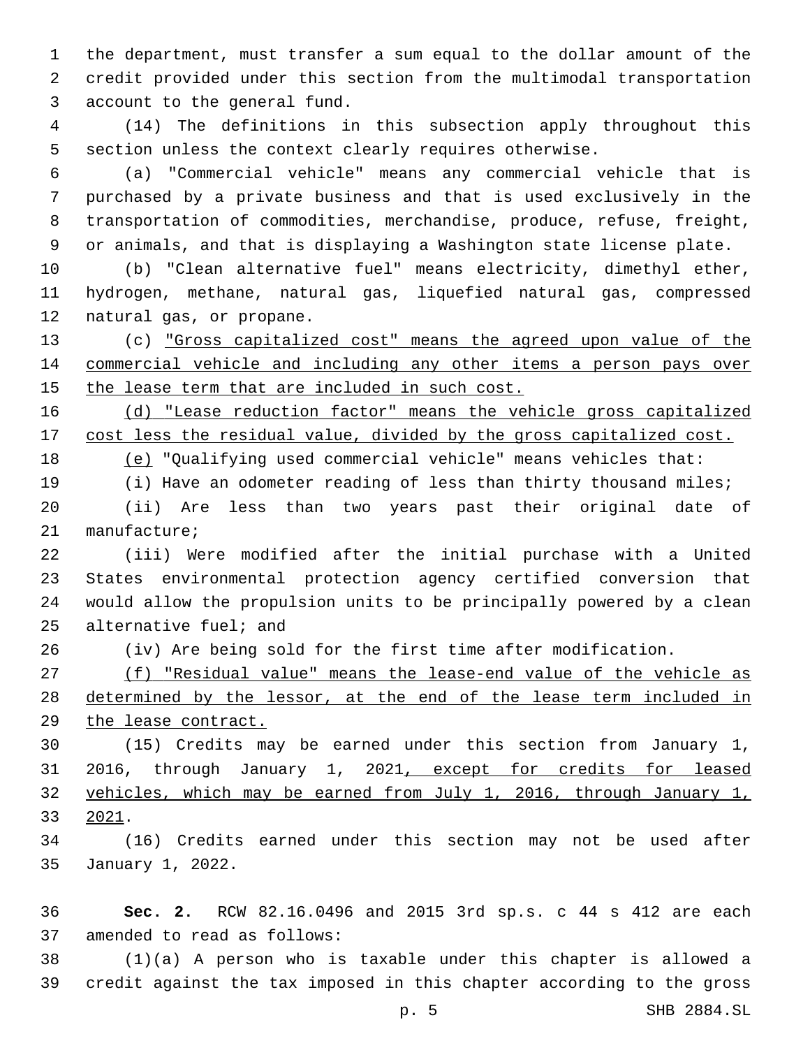the department, must transfer a sum equal to the dollar amount of the credit provided under this section from the multimodal transportation account to the general fund.

(14) The definitions in this subsection apply throughout this section unless the context clearly requires otherwise.

(a) "Commercial vehicle" means any commercial vehicle that is purchased by a private business and that is used exclusively in the transportation of commodities, merchandise, produce, refuse, freight, or animals, and that is displaying a Washington state license plate.

(b) "Clean alternative fuel" means electricity, dimethyl ether, hydrogen, methane, natural gas, liquefied natural gas, compressed natural gas, or propane.

(c) <u>"Gross capitalized cost" means the agreed upon value of the commercial vehicle and including any other items a person pays over the lease term that are included in such cost.</u>

<u>(d) "Lease reduction factor" means the vehicle gross capitalized cost less the residual value, divided by the gross capitalized cost.</u>

<u>(e)</u> "Qualifying used commercial vehicle" means vehicles that:

(i) Have an odometer reading of less than thirty thousand miles;

(ii) Are less than two years past their original date of manufacture;

(iii) Were modified after the initial purchase with a United States environmental protection agency certified conversion that would allow the propulsion units to be principally powered by a clean alternative fuel; and

(iv) Are being sold for the first time after modification.

<u>(f) "Residual value" means the lease-end value of the vehicle as determined by the lessor, at the end of the lease term included in the lease contract.</u>

(15) Credits may be earned under this section from January 1, 2016, through January 1, 2021<u>, except for credits for leased vehicles, which may be earned from July 1, 2016, through January 1, 2021</u>.

(16) Credits earned under this section may not be used after January 1, 2022.

**Sec. 2.** RCW 82.16.0496 and 2015 3rd sp.s. c 44 s 412 are each amended to read as follows:

(1)(a) A person who is taxable under this chapter is allowed a credit against the tax imposed in this chapter according to the gross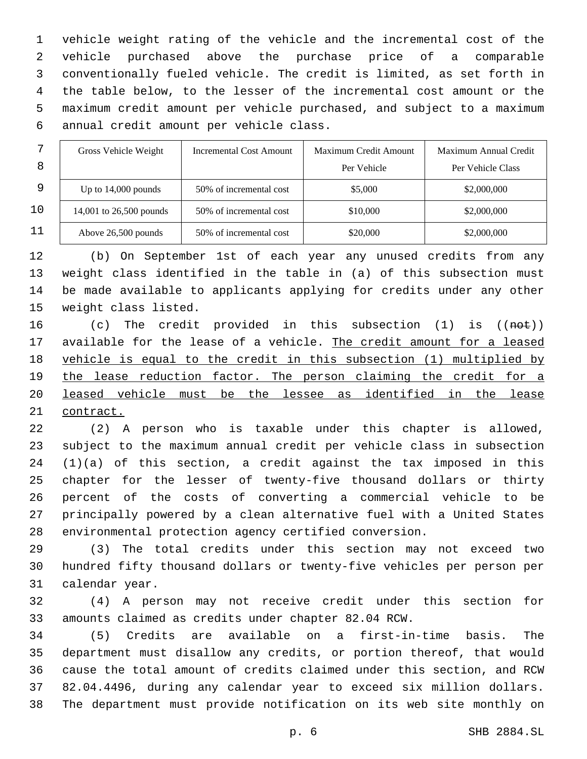vehicle weight rating of the vehicle and the incremental cost of the vehicle purchased above the purchase price of a comparable conventionally fueled vehicle. The credit is limited, as set forth in the table below, to the lesser of the incremental cost amount or the maximum credit amount per vehicle purchased, and subject to a maximum annual credit amount per vehicle class.

| Gross Vehicle Weight | Incremental Cost Amount | Maximum Credit Amount Per Vehicle | Maximum Annual Credit Per Vehicle Class |
|---|---|---|---|
| Up to 14,000 pounds | 50% of incremental cost | $5,000 | $2,000,000 |
| 14,001 to 26,500 pounds | 50% of incremental cost | $10,000 | $2,000,000 |
| Above 26,500 pounds | 50% of incremental cost | $20,000 | $2,000,000 |

(b) On September 1st of each year any unused credits from any weight class identified in the table in (a) of this subsection must be made available to applicants applying for credits under any other weight class listed.

(c) The credit provided in this subsection (1) is ((~~not~~)) available for the lease of a vehicle. <u>The credit amount for a leased vehicle is equal to the credit in this subsection (1) multiplied by the lease reduction factor. The person claiming the credit for a leased vehicle must be the lessee as identified in the lease contract.</u>

(2) A person who is taxable under this chapter is allowed, subject to the maximum annual credit per vehicle class in subsection (1)(a) of this section, a credit against the tax imposed in this chapter for the lesser of twenty-five thousand dollars or thirty percent of the costs of converting a commercial vehicle to be principally powered by a clean alternative fuel with a United States environmental protection agency certified conversion.

(3) The total credits under this section may not exceed two hundred fifty thousand dollars or twenty-five vehicles per person per calendar year.

(4) A person may not receive credit under this section for amounts claimed as credits under chapter 82.04 RCW.

(5) Credits are available on a first-in-time basis. The department must disallow any credits, or portion thereof, that would cause the total amount of credits claimed under this section, and RCW 82.04.4496, during any calendar year to exceed six million dollars. The department must provide notification on its web site monthly on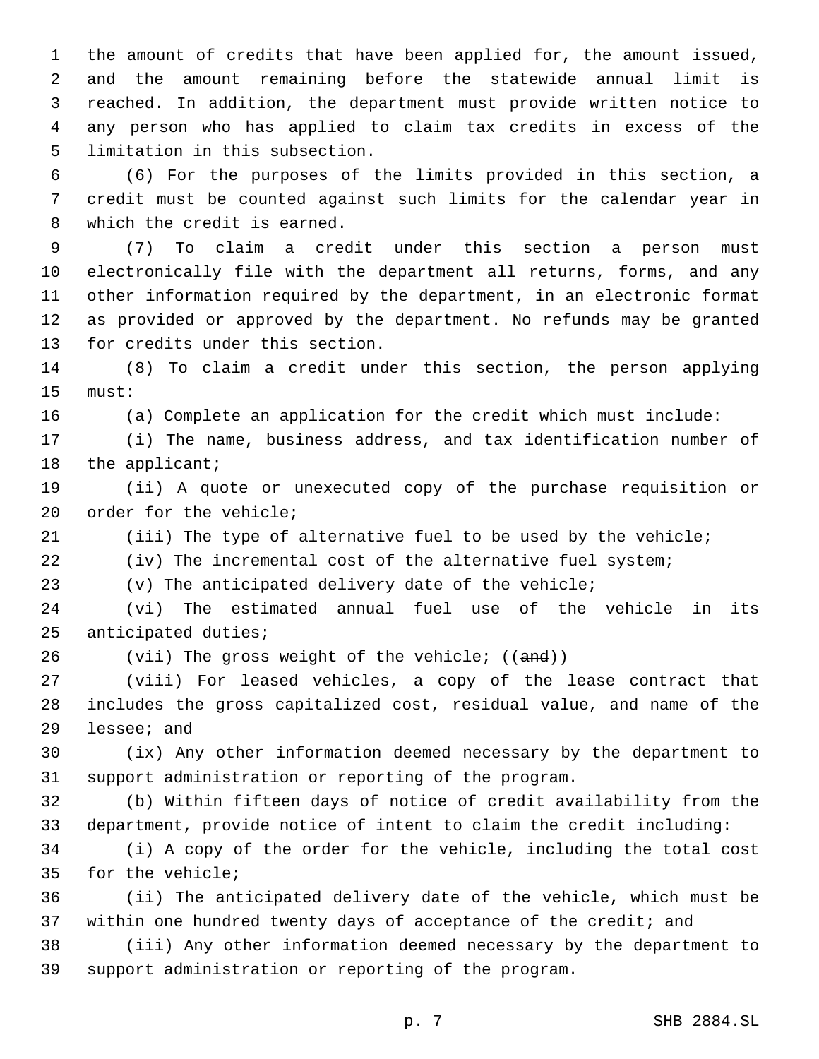the amount of credits that have been applied for, the amount issued, and the amount remaining before the statewide annual limit is reached. In addition, the department must provide written notice to any person who has applied to claim tax credits in excess of the limitation in this subsection.

(6) For the purposes of the limits provided in this section, a credit must be counted against such limits for the calendar year in which the credit is earned.

(7) To claim a credit under this section a person must electronically file with the department all returns, forms, and any other information required by the department, in an electronic format as provided or approved by the department. No refunds may be granted for credits under this section.

(8) To claim a credit under this section, the person applying must:

(a) Complete an application for the credit which must include:

(i) The name, business address, and tax identification number of the applicant;

(ii) A quote or unexecuted copy of the purchase requisition or order for the vehicle;

(iii) The type of alternative fuel to be used by the vehicle;

(iv) The incremental cost of the alternative fuel system;

(v) The anticipated delivery date of the vehicle;

(vi) The estimated annual fuel use of the vehicle in its anticipated duties;

(vii) The gross weight of the vehicle; ((~~and~~))

(viii) <u>For leased vehicles, a copy of the lease contract that includes the gross capitalized cost, residual value, and name of the lessee; and</u>

<u>(ix)</u> Any other information deemed necessary by the department to support administration or reporting of the program.

(b) Within fifteen days of notice of credit availability from the department, provide notice of intent to claim the credit including:

(i) A copy of the order for the vehicle, including the total cost for the vehicle;

(ii) The anticipated delivery date of the vehicle, which must be within one hundred twenty days of acceptance of the credit; and

(iii) Any other information deemed necessary by the department to support administration or reporting of the program.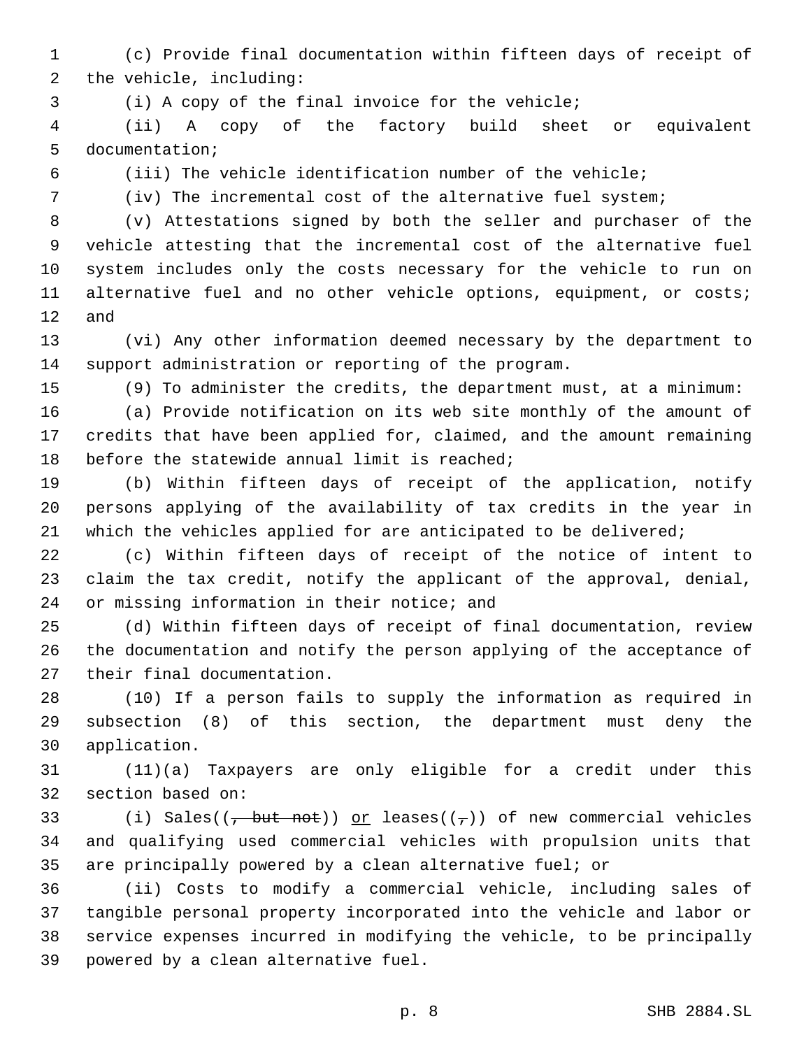(c) Provide final documentation within fifteen days of receipt of the vehicle, including:

(i) A copy of the final invoice for the vehicle;

(ii) A copy of the factory build sheet or equivalent documentation;

(iii) The vehicle identification number of the vehicle;

(iv) The incremental cost of the alternative fuel system;

(v) Attestations signed by both the seller and purchaser of the vehicle attesting that the incremental cost of the alternative fuel system includes only the costs necessary for the vehicle to run on alternative fuel and no other vehicle options, equipment, or costs; and

(vi) Any other information deemed necessary by the department to support administration or reporting of the program.

(9) To administer the credits, the department must, at a minimum:

(a) Provide notification on its web site monthly of the amount of credits that have been applied for, claimed, and the amount remaining before the statewide annual limit is reached;

(b) Within fifteen days of receipt of the application, notify persons applying of the availability of tax credits in the year in which the vehicles applied for are anticipated to be delivered;

(c) Within fifteen days of receipt of the notice of intent to claim the tax credit, notify the applicant of the approval, denial, or missing information in their notice; and

(d) Within fifteen days of receipt of final documentation, review the documentation and notify the person applying of the acceptance of their final documentation.

(10) If a person fails to supply the information as required in subsection (8) of this section, the department must deny the application.

(11)(a) Taxpayers are only eligible for a credit under this section based on:

(i) Sales((~~, but not~~)) <u>or</u> leases((~~,~~)) of new commercial vehicles and qualifying used commercial vehicles with propulsion units that are principally powered by a clean alternative fuel; or

(ii) Costs to modify a commercial vehicle, including sales of tangible personal property incorporated into the vehicle and labor or service expenses incurred in modifying the vehicle, to be principally powered by a clean alternative fuel.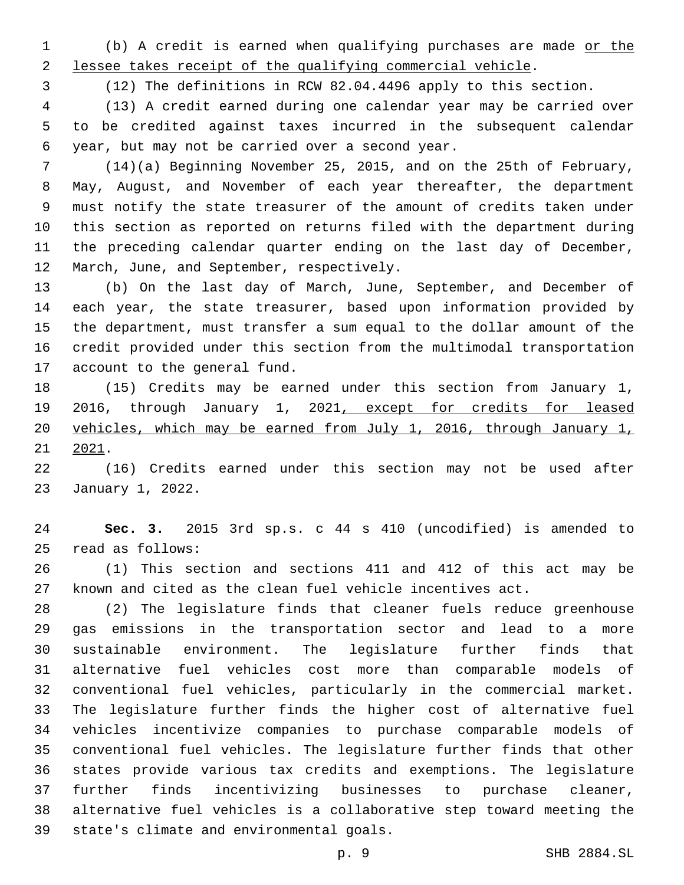(b) A credit is earned when qualifying purchases are made <u>or the lessee takes receipt of the qualifying commercial vehicle</u>.

(12) The definitions in RCW 82.04.4496 apply to this section.

(13) A credit earned during one calendar year may be carried over to be credited against taxes incurred in the subsequent calendar year, but may not be carried over a second year.

(14)(a) Beginning November 25, 2015, and on the 25th of February, May, August, and November of each year thereafter, the department must notify the state treasurer of the amount of credits taken under this section as reported on returns filed with the department during the preceding calendar quarter ending on the last day of December, March, June, and September, respectively.

(b) On the last day of March, June, September, and December of each year, the state treasurer, based upon information provided by the department, must transfer a sum equal to the dollar amount of the credit provided under this section from the multimodal transportation account to the general fund.

(15) Credits may be earned under this section from January 1, 2016, through January 1, 2021<u>, except for credits for leased vehicles, which may be earned from July 1, 2016, through January 1, 2021</u>.

(16) Credits earned under this section may not be used after January 1, 2022.

**Sec. 3.** 2015 3rd sp.s. c 44 s 410 (uncodified) is amended to read as follows:

(1) This section and sections 411 and 412 of this act may be known and cited as the clean fuel vehicle incentives act.

(2) The legislature finds that cleaner fuels reduce greenhouse gas emissions in the transportation sector and lead to a more sustainable environment. The legislature further finds that alternative fuel vehicles cost more than comparable models of conventional fuel vehicles, particularly in the commercial market. The legislature further finds the higher cost of alternative fuel vehicles incentivize companies to purchase comparable models of conventional fuel vehicles. The legislature further finds that other states provide various tax credits and exemptions. The legislature further finds incentivizing businesses to purchase cleaner, alternative fuel vehicles is a collaborative step toward meeting the state's climate and environmental goals.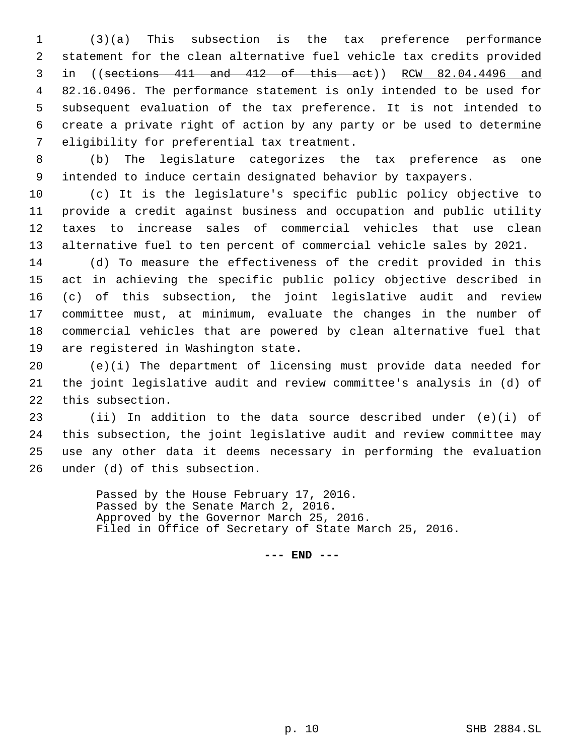(3)(a) This subsection is the tax preference performance statement for the clean alternative fuel vehicle tax credits provided in ((~~sections 411 and 412 of this act~~)) <u>RCW 82.04.4496 and 82.16.0496</u>. The performance statement is only intended to be used for subsequent evaluation of the tax preference. It is not intended to create a private right of action by any party or be used to determine eligibility for preferential tax treatment.

(b) The legislature categorizes the tax preference as one intended to induce certain designated behavior by taxpayers.

(c) It is the legislature's specific public policy objective to provide a credit against business and occupation and public utility taxes to increase sales of commercial vehicles that use clean alternative fuel to ten percent of commercial vehicle sales by 2021.

(d) To measure the effectiveness of the credit provided in this act in achieving the specific public policy objective described in (c) of this subsection, the joint legislative audit and review committee must, at minimum, evaluate the changes in the number of commercial vehicles that are powered by clean alternative fuel that are registered in Washington state.

(e)(i) The department of licensing must provide data needed for the joint legislative audit and review committee's analysis in (d) of this subsection.

(ii) In addition to the data source described under (e)(i) of this subsection, the joint legislative audit and review committee may use any other data it deems necessary in performing the evaluation under (d) of this subsection.

Passed by the House February 17, 2016.
Passed by the Senate March 2, 2016.
Approved by the Governor March 25, 2016.
Filed in Office of Secretary of State March 25, 2016.

**--- END ---**